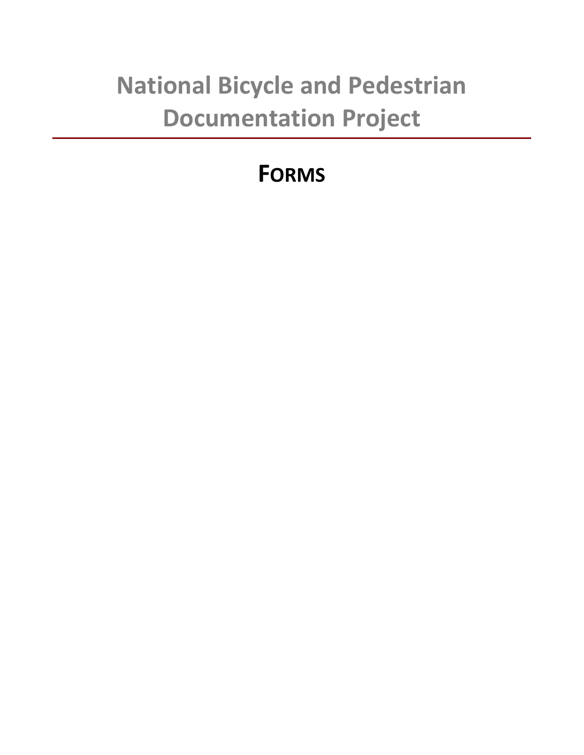# National Bicycle and Pedestrian Documentation Project

## FORMS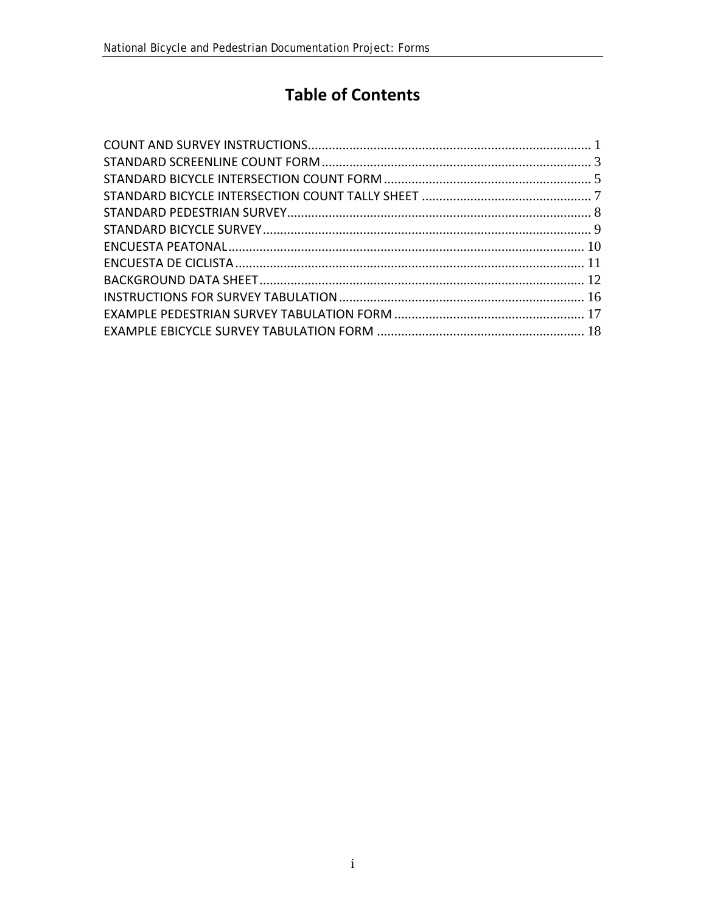# Table of Contents

COUNT AND SURVEY INSTRUCTIONS................................................................................ 1
STANDARD SCREENLINE COUNT FORM............................................................................ 3
STANDARD BICYCLE INTERSECTION COUNT FORM............................................................ 5
STANDARD BICYCLE INTERSECTION COUNT TALLY SHEET ................................................ 7
STANDARD PEDESTRIAN SURVEY....................................................................................... 8
STANDARD BICYCLE SURVEY............................................................................................. 9
ENCUESTA PEATONAL...................................................................................................... 10
ENCUESTA DE CICLISTA.................................................................................................... 11
BACKGROUND DATA SHEET............................................................................................. 12
INSTRUCTIONS FOR SURVEY TABULATION...................................................................... 16
EXAMPLE PEDESTRIAN SURVEY TABULATION FORM ...................................................... 17
EXAMPLE EBICYCLE SURVEY TABULATION FORM ........................................................... 18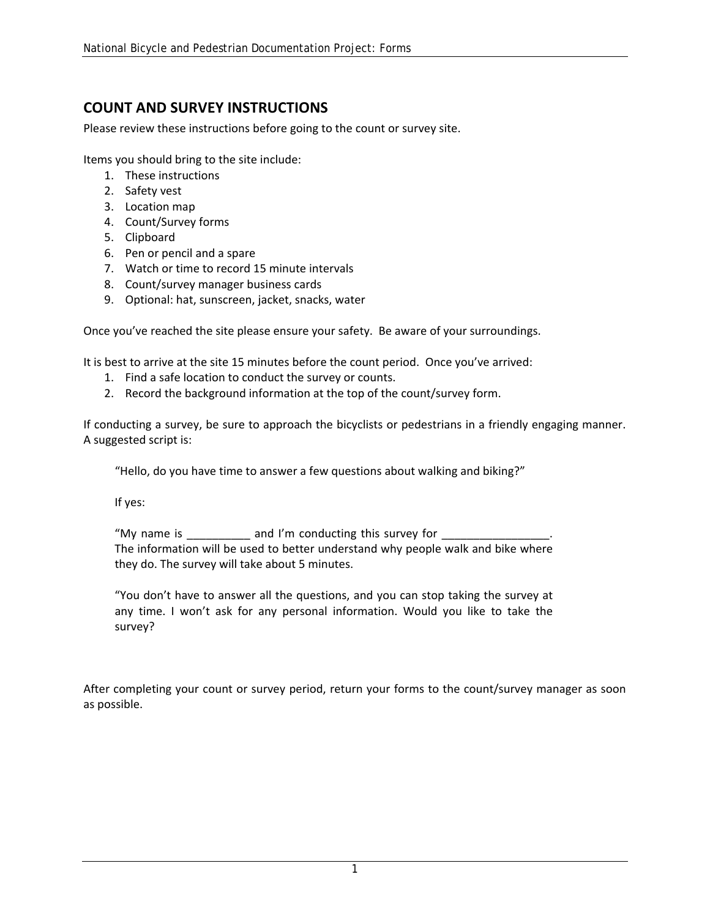## COUNT AND SURVEY INSTRUCTIONS

Please review these instructions before going to the count or survey site.

Items you should bring to the site include:

1. These instructions
2. Safety vest
3. Location map
4. Count/Survey forms
5. Clipboard
6. Pen or pencil and a spare
7. Watch or time to record 15 minute intervals
8. Count/survey manager business cards
9. Optional: hat, sunscreen, jacket, snacks, water

Once you've reached the site please ensure your safety. Be aware of your surroundings.

It is best to arrive at the site 15 minutes before the count period. Once you've arrived:

1. Find a safe location to conduct the survey or counts.
2. Record the background information at the top of the count/survey form.

If conducting a survey, be sure to approach the bicyclists or pedestrians in a friendly engaging manner. A suggested script is:

> "Hello, do you have time to answer a few questions about walking and biking?"
>
> If yes:
>
> "My name is __________ and I'm conducting this survey for _________________. The information will be used to better understand why people walk and bike where they do. The survey will take about 5 minutes.
>
> "You don't have to answer all the questions, and you can stop taking the survey at any time. I won't ask for any personal information. Would you like to take the survey?

After completing your count or survey period, return your forms to the count/survey manager as soon as possible.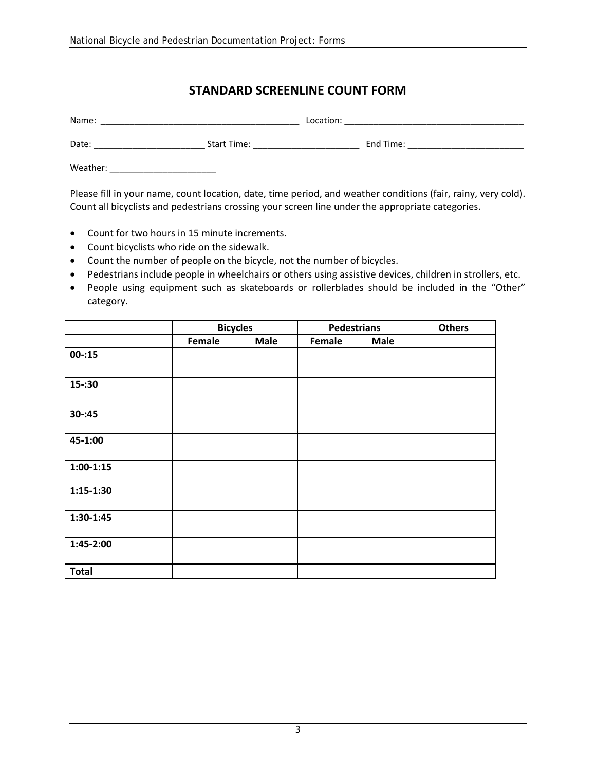# STANDARD SCREENLINE COUNT FORM

Name: ________________________________________ Location: ____________________________________

Date: ______________________ Start Time: _____________________ End Time: _______________________

Weather: ______________________

Please fill in your name, count location, date, time period, and weather conditions (fair, rainy, very cold). Count all bicyclists and pedestrians crossing your screen line under the appropriate categories.

- Count for two hours in 15 minute increments.
- Count bicyclists who ride on the sidewalk.
- Count the number of people on the bicycle, not the number of bicycles.
- Pedestrians include people in wheelchairs or others using assistive devices, children in strollers, etc.
- People using equipment such as skateboards or rollerblades should be included in the "Other" category.

| | Bicycles | | Pedestrians | | Others |
|---|---|---|---|---|---|
| | **Female** | **Male** | **Female** | **Male** | |
| **00-:15** | | | | | |
| **15-:30** | | | | | |
| **30-:45** | | | | | |
| **45-1:00** | | | | | |
| **1:00-1:15** | | | | | |
| **1:15-1:30** | | | | | |
| **1:30-1:45** | | | | | |
| **1:45-2:00** | | | | | |
| **Total** | | | | | |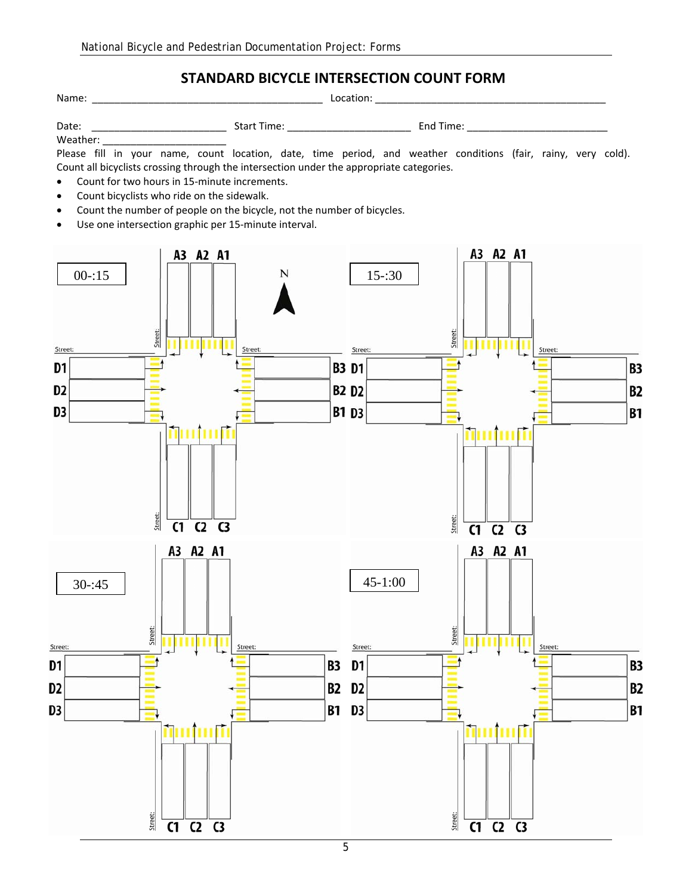## STANDARD BICYCLE INTERSECTION COUNT FORM

Name: ________________________________________ Location: ________________________________________

Date: ________________________ Start Time: ______________________ End Time: __________________________

Weather: ______________________

Please fill in your name, count location, date, time period, and weather conditions (fair, rainy, very cold). Count all bicyclists crossing through the intersection under the appropriate categories.

- Count for two hours in 15-minute increments.
- Count bicyclists who ride on the sidewalk.
- Count the number of people on the bicycle, not the number of bicycles.
- Use one intersection graphic per 15-minute interval.

00-:15

N

A3 A2 A1

Street:

Street:

Street:

D1 D2 D3

B3 B2 B1

Street:

C1 C2 C3

15-:30

A3 A2 A1

Street:

Street:

Street:

D1 D2 D3

B3 B2 B1

Street:

C1 C2 C3

30-:45

A3 A2 A1

Street:

Street:

Street:

D1 D2 D3

B3 B2 B1

Street:

C1 C2 C3

45-1:00

A3 A2 A1

Street:

Street:

Street:

D1 D2 D3

B3 B2 B1

Street:

C1 C2 C3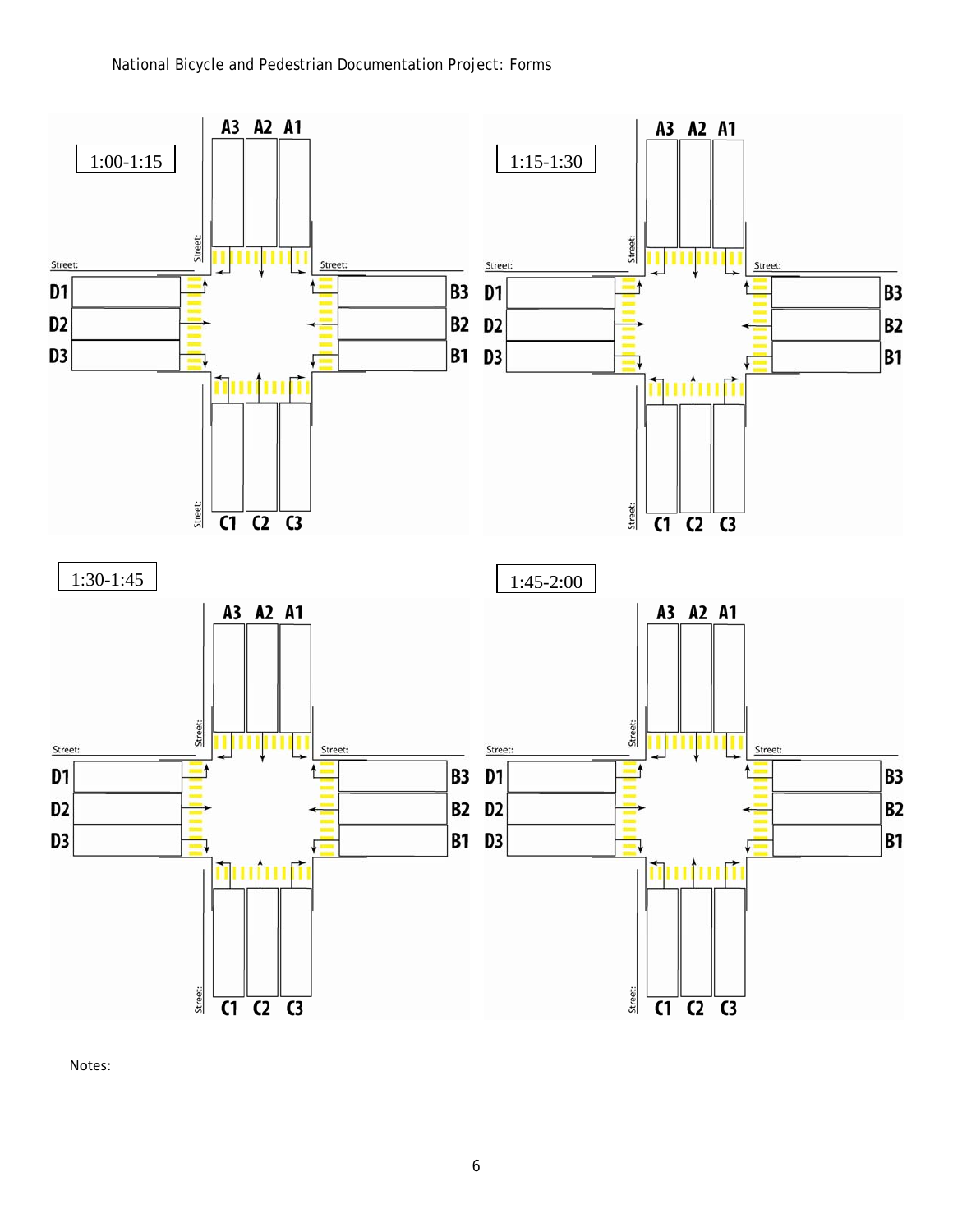1:00-1:15

A3 A2 A1

Street:

Street:

Street:

D1
D2
D3

B3
B2
B1

Street:

C1 C2 C3

1:15-1:30

A3 A2 A1

Street:

Street:

Street:

D1
D2
D3

B3
B2
B1

Street:

C1 C2 C3

1:30-1:45

A3 A2 A1

Street:

Street:

Street:

D1
D2
D3

B3
B2
B1

Street:

C1 C2 C3

1:45-2:00

A3 A2 A1

Street:

Street:

Street:

D1
D2
D3

B3
B2
B1

Street:

C1 C2 C3

Notes: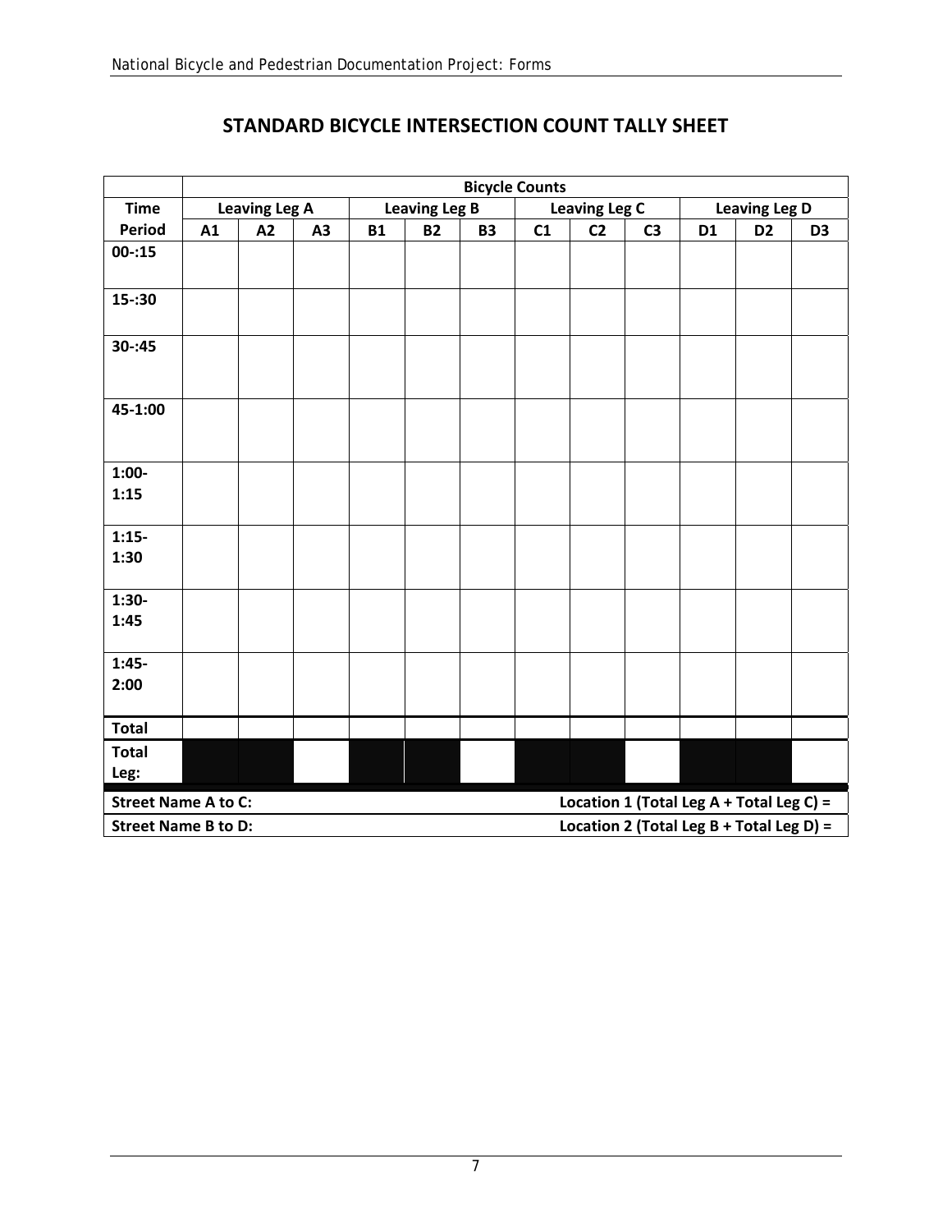# STANDARD BICYCLE INTERSECTION COUNT TALLY SHEET

| | Bicycle Counts | | | | | | | | | | | |
|---|---|---|---|---|---|---|---|---|---|---|---|---|
| **Time** | **Leaving Leg A** | | | **Leaving Leg B** | | | **Leaving Leg C** | | | **Leaving Leg D** | | |
| **Period** | **A1** | **A2** | **A3** | **B1** | **B2** | **B3** | **C1** | **C2** | **C3** | **D1** | **D2** | **D3** |
| **00-:15** | | | | | | | | | | | | |
| **15-:30** | | | | | | | | | | | | |
| **30-:45** | | | | | | | | | | | | |
| **45-1:00** | | | | | | | | | | | | |
| **1:00-1:15** | | | | | | | | | | | | |
| **1:15-1:30** | | | | | | | | | | | | |
| **1:30-1:45** | | | | | | | | | | | | |
| **1:45-2:00** | | | | | | | | | | | | |
| **Total** | | | | | | | | | | | | |
| **Total Leg:** | | | | | | | | | | | | |
| **Street Name A to C:** | | | | | | | **Location 1 (Total Leg A + Total Leg C) =** | | | | | |
| **Street Name B to D:** | | | | | | | **Location 2 (Total Leg B + Total Leg D) =** | | | | | |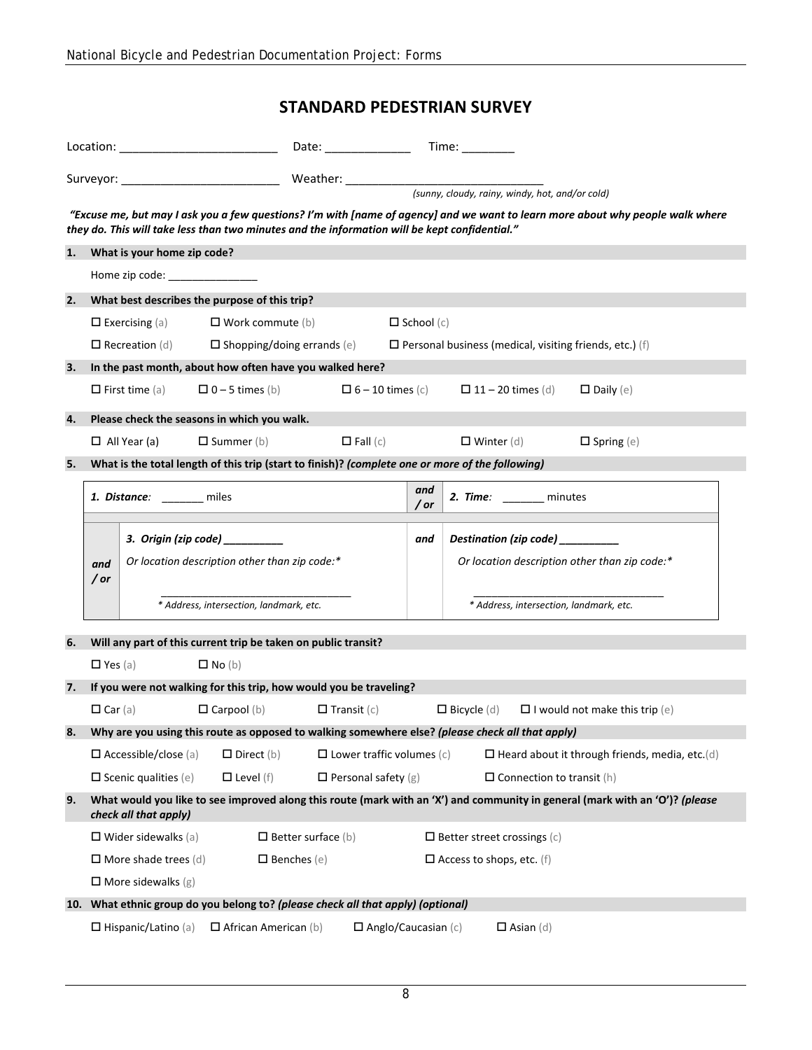# STANDARD PEDESTRIAN SURVEY

Location: ________________________ Date: _____________ Time: ________

Surveyor: ________________________ Weather: ______________________________
*(sunny, cloudy, rainy, windy, hot, and/or cold)*

***"Excuse me, but may I ask you a few questions? I'm with [name of agency] and we want to learn more about why people walk where they do. This will take less than two minutes and the information will be kept confidential."***

**1. What is your home zip code?**

Home zip code: _______________

**2. What best describes the purpose of this trip?**

☐ Exercising (a) ☐ Work commute (b) ☐ School (c)
☐ Recreation (d) ☐ Shopping/doing errands (e) ☐ Personal business (medical, visiting friends, etc.) (f)

**3. In the past month, about how often have you walked here?**

☐ First time (a) ☐ 0 – 5 times (b) ☐ 6 – 10 times (c) ☐ 11 – 20 times (d) ☐ Daily (e)

**4. Please check the seasons in which you walk.**

☐ All Year (a) ☐ Summer (b) ☐ Fall (c) ☐ Winter (d) ☐ Spring (e)

**5. What is the total length of this trip (start to finish)? *(complete one or more of the following)***

| | | | |
|---|---|---|---|
| | ***1. Distance:*** _______ miles | ***and / or*** | ***2. Time:*** _______ minutes |
| ***and / or*** | ***3. Origin (zip code)*** __________ <br> *Or location description other than zip code:** <br> ________________________________ <br> ** Address, intersection, landmark, etc.* | ***and*** | ***Destination (zip code)*** __________ <br> *Or location description other than zip code:** <br> ________________________________ <br> ** Address, intersection, landmark, etc.* |

**6. Will any part of this current trip be taken on public transit?**

☐ Yes (a) ☐ No (b)

**7. If you were not walking for this trip, how would you be traveling?**

☐ Car (a) ☐ Carpool (b) ☐ Transit (c) ☐ Bicycle (d) ☐ I would not make this trip (e)

**8. Why are you using this route as opposed to walking somewhere else? *(please check all that apply)***

☐ Accessible/close (a) ☐ Direct (b) ☐ Lower traffic volumes (c) ☐ Heard about it through friends, media, etc.(d)
☐ Scenic qualities (e) ☐ Level (f) ☐ Personal safety (g) ☐ Connection to transit (h)

**9. What would you like to see improved along this route (mark with an 'X') and community in general (mark with an 'O')? *(please check all that apply)***

☐ Wider sidewalks (a) ☐ Better surface (b) ☐ Better street crossings (c)
☐ More shade trees (d) ☐ Benches (e) ☐ Access to shops, etc. (f)
☐ More sidewalks (g)

**10. What ethnic group do you belong to? *(please check all that apply) (optional)***

☐ Hispanic/Latino (a) ☐ African American (b) ☐ Anglo/Caucasian (c) ☐ Asian (d)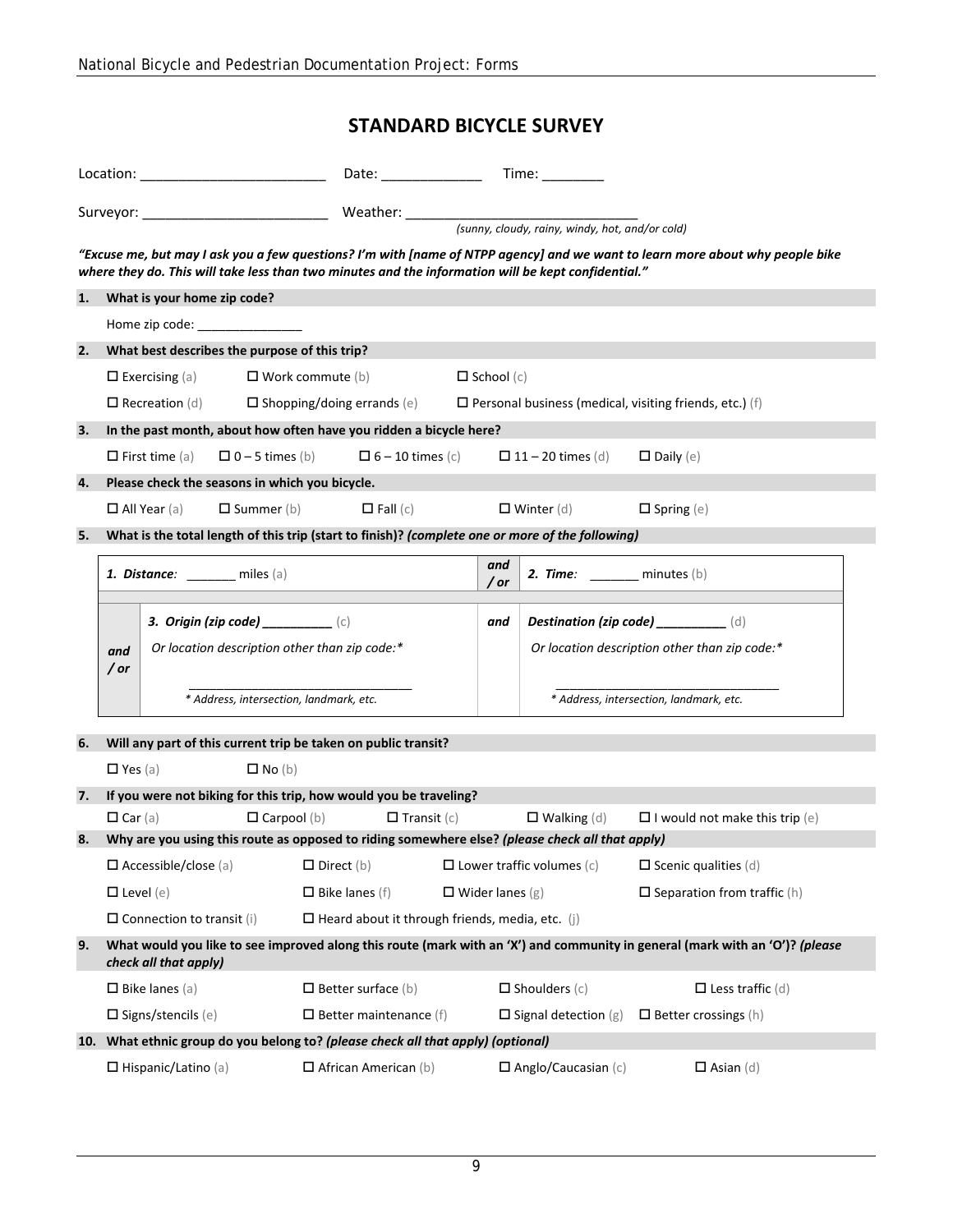# STANDARD BICYCLE SURVEY

Location: ________________________ Date: _____________ Time: ________

Surveyor: ________________________ Weather: ______________________________
*(sunny, cloudy, rainy, windy, hot, and/or cold)*

***"Excuse me, but may I ask you a few questions? I'm with [name of NTPP agency] and we want to learn more about why people bike where they do. This will take less than two minutes and the information will be kept confidential."***

**1. What is your home zip code?**

Home zip code: _______________

**2. What best describes the purpose of this trip?**

☐ Exercising (a) ☐ Work commute (b) ☐ School (c)

☐ Recreation (d) ☐ Shopping/doing errands (e) ☐ Personal business (medical, visiting friends, etc.) (f)

**3. In the past month, about how often have you ridden a bicycle here?**

☐ First time (a) ☐ 0 – 5 times (b) ☐ 6 – 10 times (c) ☐ 11 – 20 times (d) ☐ Daily (e)

**4. Please check the seasons in which you bicycle.**

☐ All Year (a) ☐ Summer (b) ☐ Fall (c) ☐ Winter (d) ☐ Spring (e)

**5. What is the total length of this trip (start to finish)?** ***(complete one or more of the following)***

| | | | |
|---|---|---|---|
| | ***1. Distance:*** _______ miles (a) | ***and / or*** | ***2. Time:*** _______ minutes (b) |
| ***and / or*** | ***3. Origin (zip code)*** __________ (c)<br>*Or location description other than zip code:\**<br>________________________________<br>*\* Address, intersection, landmark, etc.* | ***and*** | ***Destination (zip code)*** __________ (d)<br>*Or location description other than zip code:\**<br>________________________________<br>*\* Address, intersection, landmark, etc.* |

**6. Will any part of this current trip be taken on public transit?**

☐ Yes (a) ☐ No (b)

**7. If you were not biking for this trip, how would you be traveling?**

☐ Car (a) ☐ Carpool (b) ☐ Transit (c) ☐ Walking (d) ☐ I would not make this trip (e)

**8. Why are you using this route as opposed to riding somewhere else?** ***(please check all that apply)***

☐ Accessible/close (a) ☐ Direct (b) ☐ Lower traffic volumes (c) ☐ Scenic qualities (d)

☐ Level (e) ☐ Bike lanes (f) ☐ Wider lanes (g) ☐ Separation from traffic (h)

☐ Connection to transit (i) ☐ Heard about it through friends, media, etc. (j)

**9. What would you like to see improved along this route (mark with an 'X') and community in general (mark with an 'O')?** ***(please check all that apply)***

☐ Bike lanes (a) ☐ Better surface (b) ☐ Shoulders (c) ☐ Less traffic (d)

☐ Signs/stencils (e) ☐ Better maintenance (f) ☐ Signal detection (g) ☐ Better crossings (h)

**10. What ethnic group do you belong to?** ***(please check all that apply) (optional)***

☐ Hispanic/Latino (a) ☐ African American (b) ☐ Anglo/Caucasian (c) ☐ Asian (d)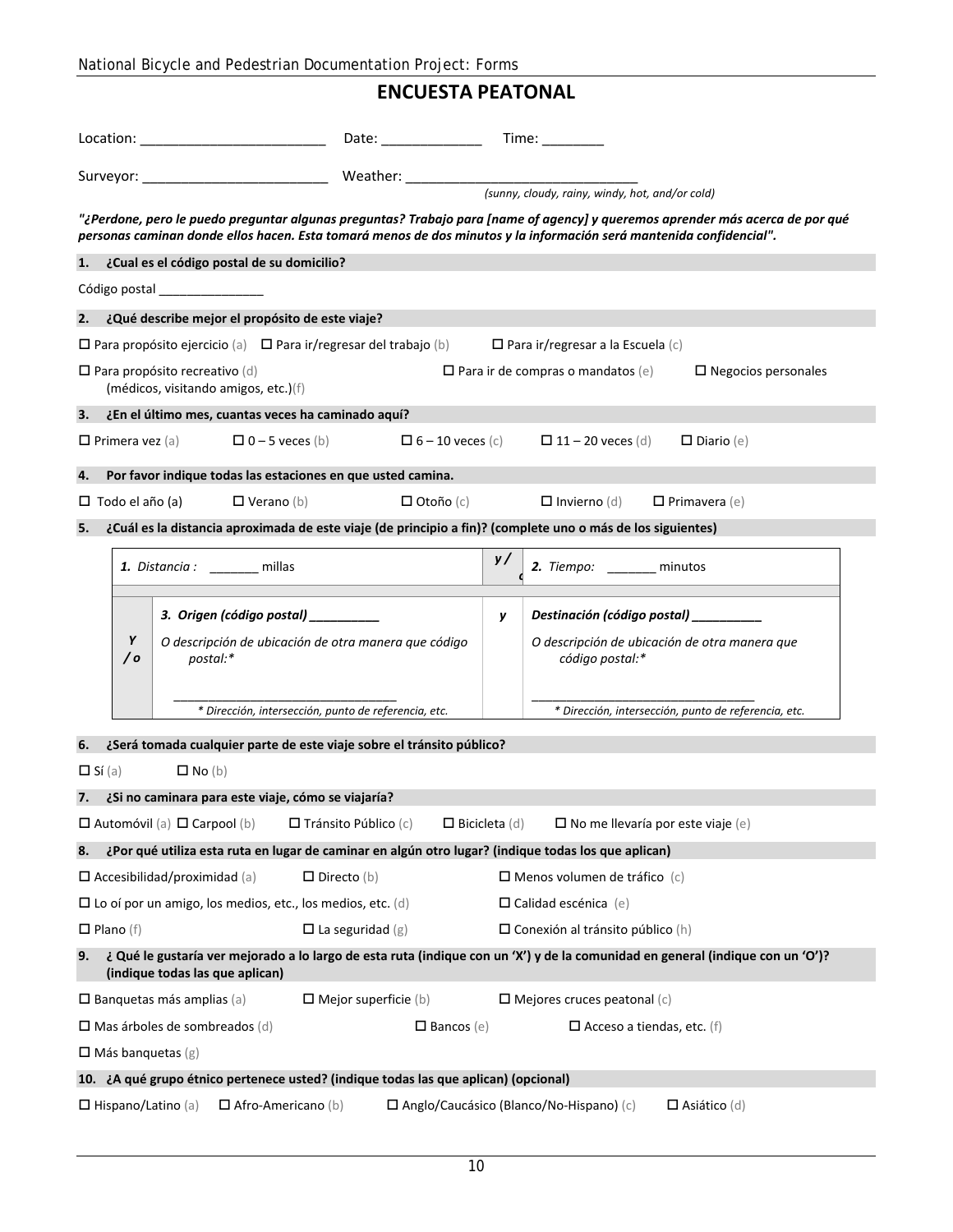# ENCUESTA PEATONAL

Location: ________________________ Date: _____________ Time: ________

Surveyor: ________________________ Weather: ______________________________
(sunny, cloudy, rainy, windy, hot, and/or cold)

***"¿Perdone, pero le puedo preguntar algunas preguntas? Trabajo para [name of agency] y queremos aprender más acerca de por qué personas caminan donde ellos hacen. Esta tomará menos de dos minutos y la información será mantenida confidencial".***

**1. ¿Cual es el código postal de su domicilio?**

Código postal _______________

**2. ¿Qué describe mejor el propósito de este viaje?**

☐ Para propósito ejercicio (a) ☐ Para ir/regresar del trabajo (b) ☐ Para ir/regresar a la Escuela (c)

☐ Para propósito recreativo (d) ☐ Para ir de compras o mandatos (e) ☐ Negocios personales (médicos, visitando amigos, etc.)(f)

**3. ¿En el último mes, cuantas veces ha caminado aquí?**

☐ Primera vez (a) ☐ 0 – 5 veces (b) ☐ 6 – 10 veces (c) ☐ 11 – 20 veces (d) ☐ Diario (e)

**4. Por favor indique todas las estaciones en que usted camina.**

☐ Todo el año (a) ☐ Verano (b) ☐ Otoño (c) ☐ Invierno (d) ☐ Primavera (e)

**5. ¿Cuál es la distancia aproximada de este viaje (de principio a fin)? (complete uno o más de los siguientes)**

| | | | |
|---|---|---|---|
| | ***1.** Distancia :* _______ millas | ***y / o*** | ***2.** Tiempo:* _______ minutos |
| ***Y / o*** | ***3. Origen (código postal) __________***<br>*O descripción de ubicación de otra manera que código postal:\**<br>________________________________<br>*\* Dirección, intersección, punto de referencia, etc.* | ***y*** | ***Destinación (código postal) __________***<br>*O descripción de ubicación de otra manera que código postal:\**<br>________________________________<br>*\* Dirección, intersección, punto de referencia, etc.* |

**6. ¿Será tomada cualquier parte de este viaje sobre el tránsito público?**

☐ Sí (a) ☐ No (b)

**7. ¿Si no caminara para este viaje, cómo se viajaría?**

☐ Automóvil (a) ☐ Carpool (b) ☐ Tránsito Público (c) ☐ Bicicleta (d) ☐ No me llevaría por este viaje (e)

**8. ¿Por qué utiliza esta ruta en lugar de caminar en algún otro lugar? (indique todas los que aplican)**

☐ Accesibilidad/proximidad (a) ☐ Directo (b) ☐ Menos volumen de tráfico (c)

☐ Lo oí por un amigo, los medios, etc., los medios, etc. (d) ☐ Calidad escénica (e)

☐ Plano (f) ☐ La seguridad (g) ☐ Conexión al tránsito público (h)

**9. ¿ Qué le gustaría ver mejorado a lo largo de esta ruta (indique con un 'X') y de la comunidad en general (indique con un 'O')? (indique todas las que aplican)**

☐ Banquetas más amplias (a) ☐ Mejor superficie (b) ☐ Mejores cruces peatonal (c)

☐ Mas árboles de sombreados (d) ☐ Bancos (e) ☐ Acceso a tiendas, etc. (f)

☐ Más banquetas (g)

**10. ¿A qué grupo étnico pertenece usted? (indique todas las que aplican) (opcional)**

☐ Hispano/Latino (a) ☐ Afro-Americano (b) ☐ Anglo/Caucásico (Blanco/No-Hispano) (c) ☐ Asiático (d)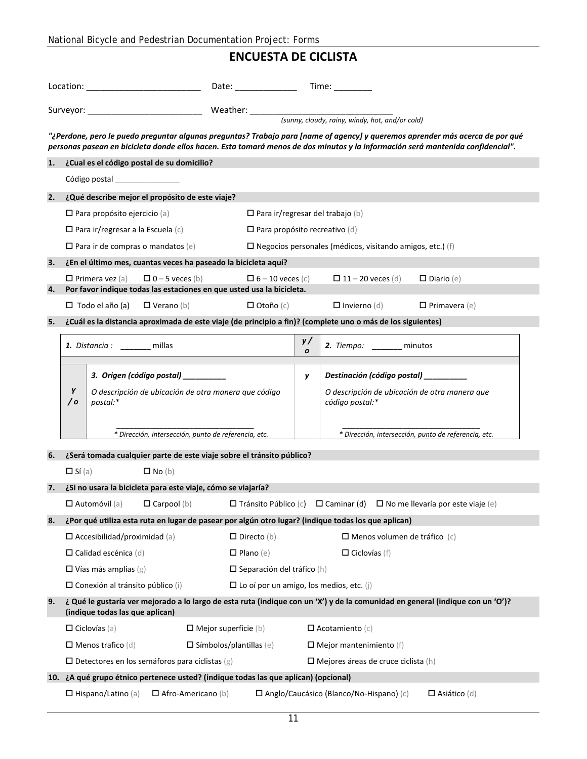# ENCUESTA DE CICLISTA

Location: ________________________ Date: _____________ Time: ________

Surveyor: ________________________ Weather: ______________________________
*(sunny, cloudy, rainy, windy, hot, and/or cold)*

***"¿Perdone, pero le puedo preguntar algunas preguntas? Trabajo para [name of agency] y queremos aprender más acerca de por qué personas pasean en bicicleta donde ellos hacen. Esta tomará menos de dos minutos y la información será mantenida confidencial".***

**1. ¿Cual es el código postal de su domicilio?**

Código postal ______________

**2. ¿Qué describe mejor el propósito de este viaje?**

- ☐ Para propósito ejercicio (a)
- ☐ Para ir/regresar del trabajo (b)
- ☐ Para ir/regresar a la Escuela (c)
- ☐ Para propósito recreativo (d)
- ☐ Para ir de compras o mandatos (e)
- ☐ Negocios personales (médicos, visitando amigos, etc.) (f)

**3. ¿En el último mes, cuantas veces ha paseado la bicicleta aquí?**

☐ Primera vez (a) ☐ 0 – 5 veces (b) ☐ 6 – 10 veces (c) ☐ 11 – 20 veces (d) ☐ Diario (e)

**4. Por favor indique todas las estaciones en que usted usa la bicicleta.**

☐ Todo el año (a) ☐ Verano (b) ☐ Otoño (c) ☐ Invierno (d) ☐ Primavera (e)

**5. ¿Cuál es la distancia aproximada de este viaje (de principio a fin)? (complete uno o más de los siguientes)**

| | | | |
|---|---|---|---|
| ***1.*** *Distancia :* _______ millas | | ***y / o*** | ***2.*** *Tiempo:* _______ minutos |
| ***Y / o*** | ***3. Origen (código postal) __________***<br><br>*O descripción de ubicación de otra manera que código postal:**<br><br>________________________________<br>*\* Dirección, intersección, punto de referencia, etc.* | ***y*** | ***Destinación (código postal) __________***<br><br>*O descripción de ubicación de otra manera que código postal:**<br><br>________________________________<br>*\* Dirección, intersección, punto de referencia, etc.* |

**6. ¿Será tomada cualquier parte de este viaje sobre el tránsito público?**

☐ Sí (a) ☐ No (b)

**7. ¿Si no usara la bicicleta para este viaje, cómo se viajaría?**

☐ Automóvil (a) ☐ Carpool (b) ☐ Tránsito Público (c) ☐ Caminar (d) ☐ No me llevaría por este viaje (e)

**8. ¿Por qué utiliza esta ruta en lugar de pasear por algún otro lugar? (indique todas los que aplican)**

- ☐ Accesibilidad/proximidad (a)
- ☐ Directo (b)
- ☐ Menos volumen de tráfico (c)
- ☐ Calidad escénica (d)
- ☐ Plano (e)
- ☐ Ciclovías (f)
- ☐ Vías más amplias (g)
- ☐ Separación del tráfico (h)
- ☐ Conexión al tránsito público (i)
- ☐ Lo oí por un amigo, los medios, etc. (j)

**9. ¿ Qué le gustaría ver mejorado a lo largo de esta ruta (indique con un 'X') y de la comunidad en general (indique con un 'O')? (indique todas las que aplican)**

- ☐ Ciclovías (a)
- ☐ Mejor superficie (b)
- ☐ Acotamiento (c)
- ☐ Menos trafico (d)
- ☐ Símbolos/plantillas (e)
- ☐ Mejor mantenimiento (f)
- ☐ Detectores en los semáforos para ciclistas (g)
- ☐ Mejores áreas de cruce ciclista (h)

**10. ¿A qué grupo étnico pertenece usted? (indique todas las que aplican) (opcional)**

☐ Hispano/Latino (a) ☐ Afro-Americano (b) ☐ Anglo/Caucásico (Blanco/No-Hispano) (c) ☐ Asiático (d)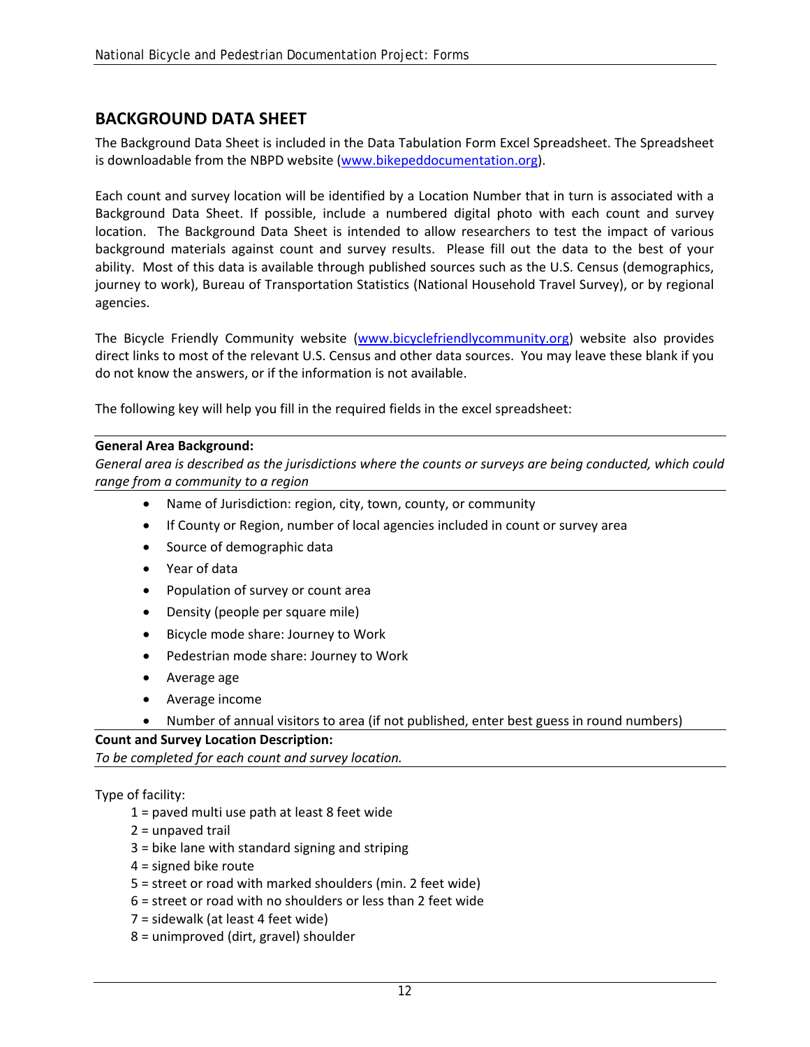## BACKGROUND DATA SHEET

The Background Data Sheet is included in the Data Tabulation Form Excel Spreadsheet. The Spreadsheet is downloadable from the NBPD website (www.bikepeddocumentation.org).

Each count and survey location will be identified by a Location Number that in turn is associated with a Background Data Sheet. If possible, include a numbered digital photo with each count and survey location. The Background Data Sheet is intended to allow researchers to test the impact of various background materials against count and survey results. Please fill out the data to the best of your ability. Most of this data is available through published sources such as the U.S. Census (demographics, journey to work), Bureau of Transportation Statistics (National Household Travel Survey), or by regional agencies.

The Bicycle Friendly Community website (www.bicyclefriendlycommunity.org) website also provides direct links to most of the relevant U.S. Census and other data sources. You may leave these blank if you do not know the answers, or if the information is not available.

The following key will help you fill in the required fields in the excel spreadsheet:

**General Area Background:**

*General area is described as the jurisdictions where the counts or surveys are being conducted, which could range from a community to a region*

- Name of Jurisdiction: region, city, town, county, or community
- If County or Region, number of local agencies included in count or survey area
- Source of demographic data
- Year of data
- Population of survey or count area
- Density (people per square mile)
- Bicycle mode share: Journey to Work
- Pedestrian mode share: Journey to Work
- Average age
- Average income
- Number of annual visitors to area (if not published, enter best guess in round numbers)

**Count and Survey Location Description:**

*To be completed for each count and survey location.*

Type of facility:

1 = paved multi use path at least 8 feet wide
2 = unpaved trail
3 = bike lane with standard signing and striping
4 = signed bike route
5 = street or road with marked shoulders (min. 2 feet wide)
6 = street or road with no shoulders or less than 2 feet wide
7 = sidewalk (at least 4 feet wide)
8 = unimproved (dirt, gravel) shoulder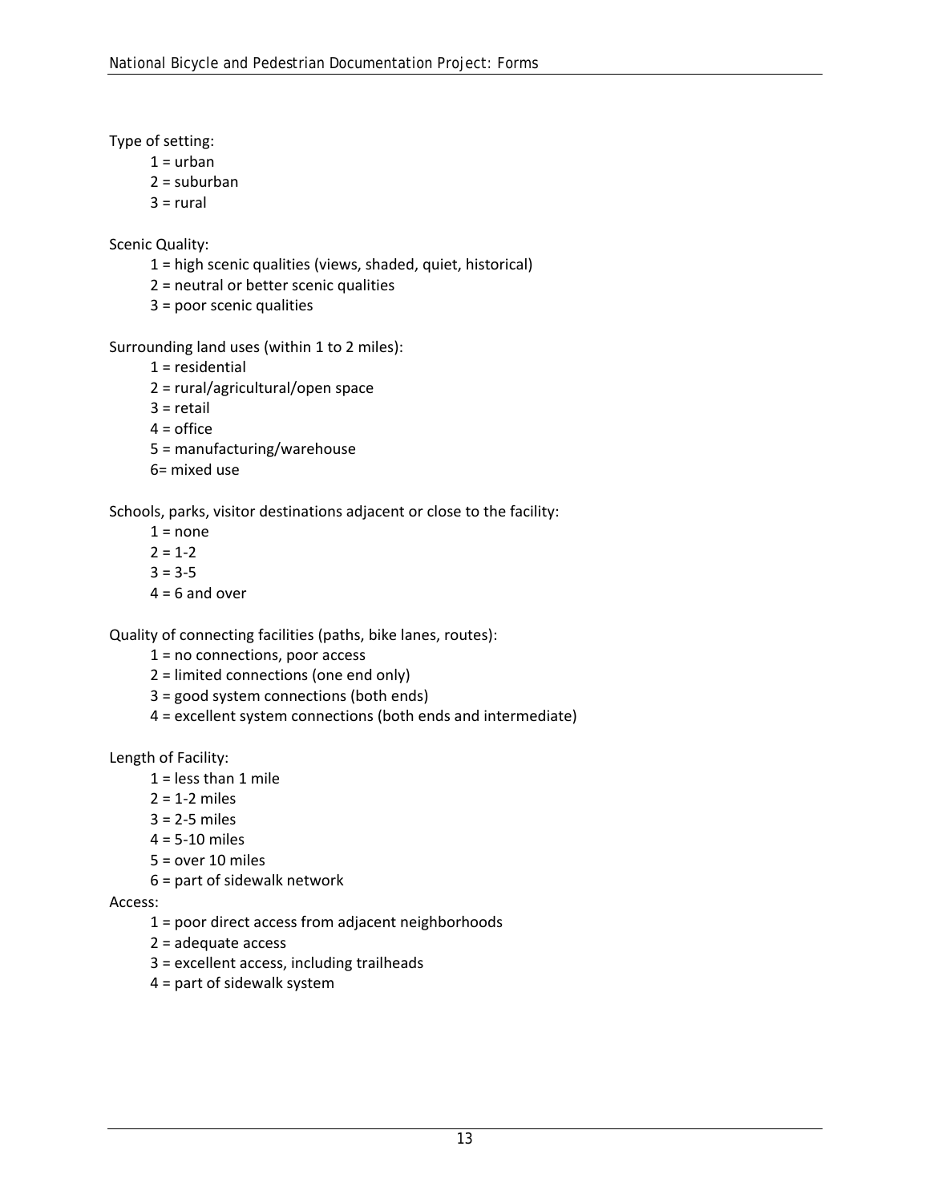Type of setting:

- 1 = urban
- 2 = suburban
- 3 = rural

Scenic Quality:

- 1 = high scenic qualities (views, shaded, quiet, historical)
- 2 = neutral or better scenic qualities
- 3 = poor scenic qualities

Surrounding land uses (within 1 to 2 miles):

- 1 = residential
- 2 = rural/agricultural/open space
- 3 = retail
- 4 = office
- 5 = manufacturing/warehouse
- 6= mixed use

Schools, parks, visitor destinations adjacent or close to the facility:

- 1 = none
- 2 = 1-2
- 3 = 3-5
- 4 = 6 and over

Quality of connecting facilities (paths, bike lanes, routes):

- 1 = no connections, poor access
- 2 = limited connections (one end only)
- 3 = good system connections (both ends)
- 4 = excellent system connections (both ends and intermediate)

Length of Facility:

- 1 = less than 1 mile
- 2 = 1-2 miles
- 3 = 2-5 miles
- 4 = 5-10 miles
- 5 = over 10 miles
- 6 = part of sidewalk network

Access:

- 1 = poor direct access from adjacent neighborhoods
- 2 = adequate access
- 3 = excellent access, including trailheads
- 4 = part of sidewalk system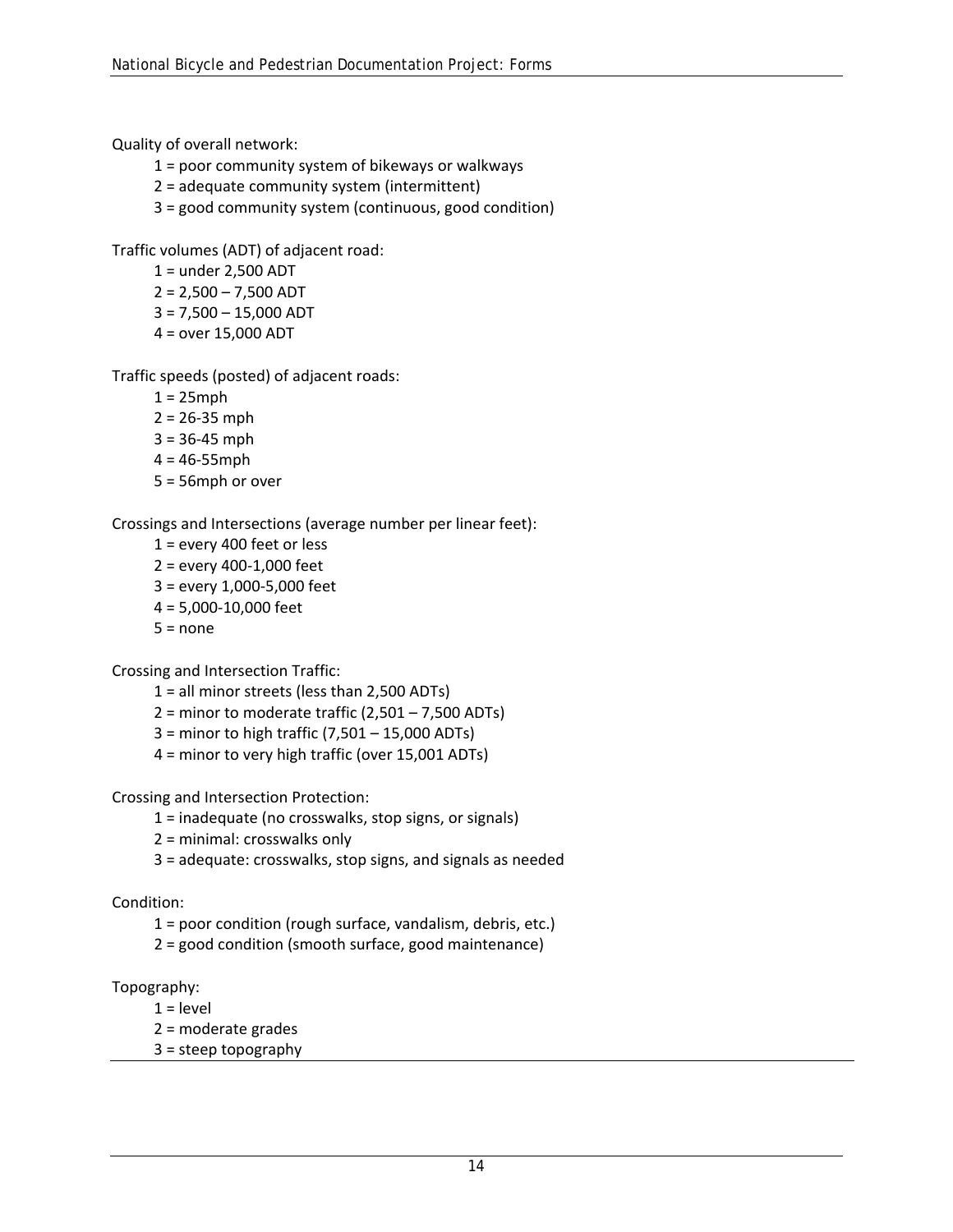Quality of overall network:

1 = poor community system of bikeways or walkways
2 = adequate community system (intermittent)
3 = good community system (continuous, good condition)

Traffic volumes (ADT) of adjacent road:

1 = under 2,500 ADT
2 = 2,500 – 7,500 ADT
3 = 7,500 – 15,000 ADT
4 = over 15,000 ADT

Traffic speeds (posted) of adjacent roads:

1 = 25mph
2 = 26-35 mph
3 = 36-45 mph
4 = 46-55mph
5 = 56mph or over

Crossings and Intersections (average number per linear feet):

1 = every 400 feet or less
2 = every 400-1,000 feet
3 = every 1,000-5,000 feet
4 = 5,000-10,000 feet
5 = none

Crossing and Intersection Traffic:

1 = all minor streets (less than 2,500 ADTs)
2 = minor to moderate traffic (2,501 – 7,500 ADTs)
3 = minor to high traffic (7,501 – 15,000 ADTs)
4 = minor to very high traffic (over 15,001 ADTs)

Crossing and Intersection Protection:

1 = inadequate (no crosswalks, stop signs, or signals)
2 = minimal: crosswalks only
3 = adequate: crosswalks, stop signs, and signals as needed

Condition:

1 = poor condition (rough surface, vandalism, debris, etc.)
2 = good condition (smooth surface, good maintenance)

Topography:

1 = level
2 = moderate grades
3 = steep topography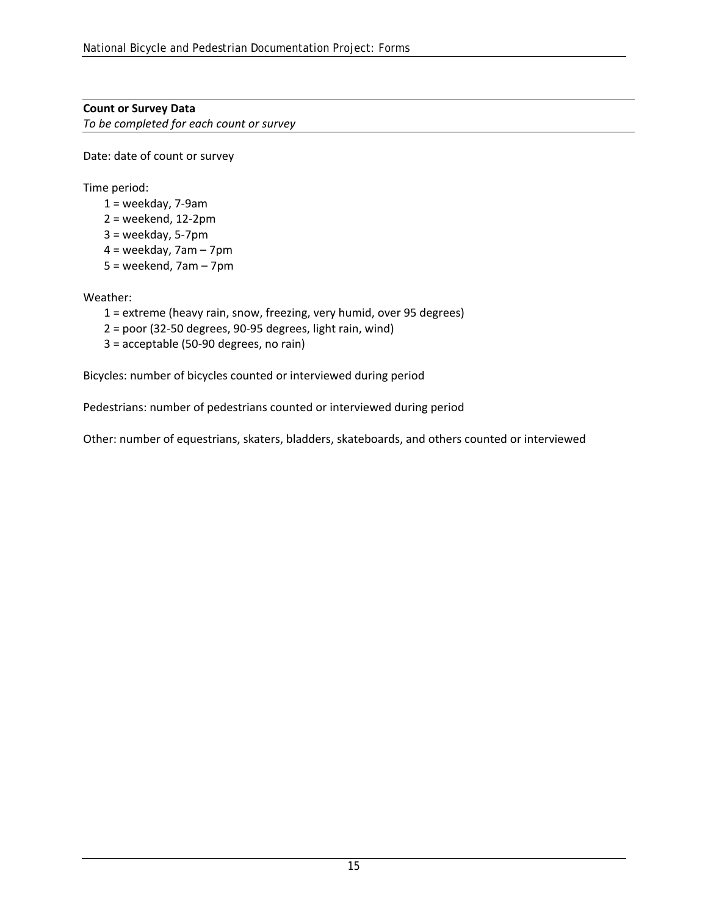**Count or Survey Data**

*To be completed for each count or survey*

Date: date of count or survey

Time period:

1 = weekday, 7-9am
2 = weekend, 12-2pm
3 = weekday, 5-7pm
4 = weekday, 7am – 7pm
5 = weekend, 7am – 7pm

Weather:

1 = extreme (heavy rain, snow, freezing, very humid, over 95 degrees)
2 = poor (32-50 degrees, 90-95 degrees, light rain, wind)
3 = acceptable (50-90 degrees, no rain)

Bicycles: number of bicycles counted or interviewed during period

Pedestrians: number of pedestrians counted or interviewed during period

Other: number of equestrians, skaters, bladders, skateboards, and others counted or interviewed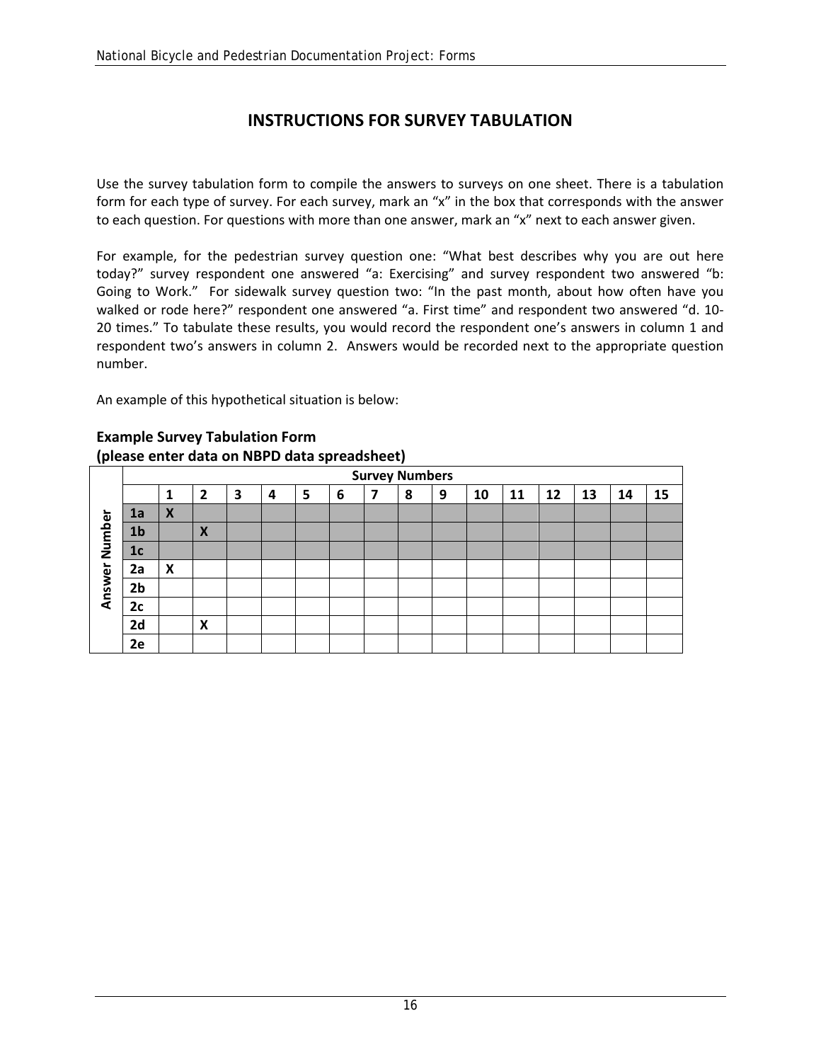## INSTRUCTIONS FOR SURVEY TABULATION

Use the survey tabulation form to compile the answers to surveys on one sheet. There is a tabulation form for each type of survey. For each survey, mark an "x" in the box that corresponds with the answer to each question. For questions with more than one answer, mark an "x" next to each answer given.

For example, for the pedestrian survey question one: "What best describes why you are out here today?" survey respondent one answered "a: Exercising" and survey respondent two answered "b: Going to Work." For sidewalk survey question two: "In the past month, about how often have you walked or rode here?" respondent one answered "a. First time" and respondent two answered "d. 10-20 times." To tabulate these results, you would record the respondent one's answers in column 1 and respondent two's answers in column 2. Answers would be recorded next to the appropriate question number.

An example of this hypothetical situation is below:

**Example Survey Tabulation Form**
**(please enter data on NBPD data spreadsheet)**

| | Survey Numbers | | | | | | | | | | | | | | |
|---|---|---|---|---|---|---|---|---|---|---|---|---|---|---|---|
| **Answer Number** | **1** | **2** | **3** | **4** | **5** | **6** | **7** | **8** | **9** | **10** | **11** | **12** | **13** | **14** | **15** |
| **1a** | **X** | | | | | | | | | | | | | | |
| **1b** | | **X** | | | | | | | | | | | | | |
| **1c** | | | | | | | | | | | | | | | |
| **2a** | **X** | | | | | | | | | | | | | | |
| **2b** | | | | | | | | | | | | | | | |
| **2c** | | | | | | | | | | | | | | | |
| **2d** | | **X** | | | | | | | | | | | | | |
| **2e** | | | | | | | | | | | | | | | |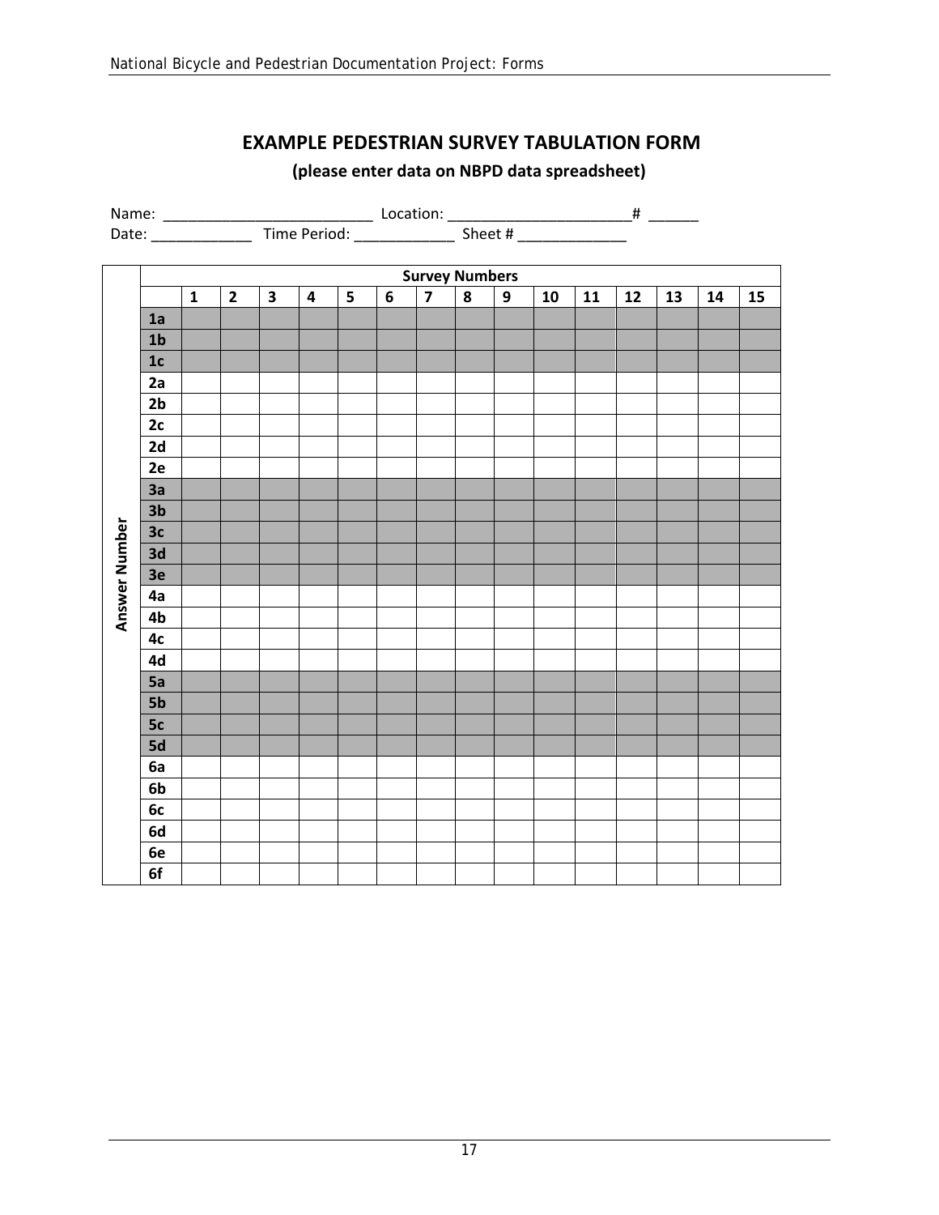## EXAMPLE PEDESTRIAN SURVEY TABULATION FORM

**(please enter data on NBPD data spreadsheet)**

Name: ___________________________ Location: ________________________# ______

Date: _____________ Time Period: _____________ Sheet # ______________

| Answer Number | Survey Numbers | | | | | | | | | | | | | | |
|---|---|---|---|---|---|---|---|---|---|---|---|---|---|---|---|
| | 1 | 2 | 3 | 4 | 5 | 6 | 7 | 8 | 9 | 10 | 11 | 12 | 13 | 14 | 15 |
| 1a | | | | | | | | | | | | | | | |
| 1b | | | | | | | | | | | | | | | |
| 1c | | | | | | | | | | | | | | | |
| 2a | | | | | | | | | | | | | | | |
| 2b | | | | | | | | | | | | | | | |
| 2c | | | | | | | | | | | | | | | |
| 2d | | | | | | | | | | | | | | | |
| 2e | | | | | | | | | | | | | | | |
| 3a | | | | | | | | | | | | | | | |
| 3b | | | | | | | | | | | | | | | |
| 3c | | | | | | | | | | | | | | | |
| 3d | | | | | | | | | | | | | | | |
| 3e | | | | | | | | | | | | | | | |
| 4a | | | | | | | | | | | | | | | |
| 4b | | | | | | | | | | | | | | | |
| 4c | | | | | | | | | | | | | | | |
| 4d | | | | | | | | | | | | | | | |
| 5a | | | | | | | | | | | | | | | |
| 5b | | | | | | | | | | | | | | | |
| 5c | | | | | | | | | | | | | | | |
| 5d | | | | | | | | | | | | | | | |
| 6a | | | | | | | | | | | | | | | |
| 6b | | | | | | | | | | | | | | | |
| 6c | | | | | | | | | | | | | | | |
| 6d | | | | | | | | | | | | | | | |
| 6e | | | | | | | | | | | | | | | |
| 6f | | | | | | | | | | | | | | | |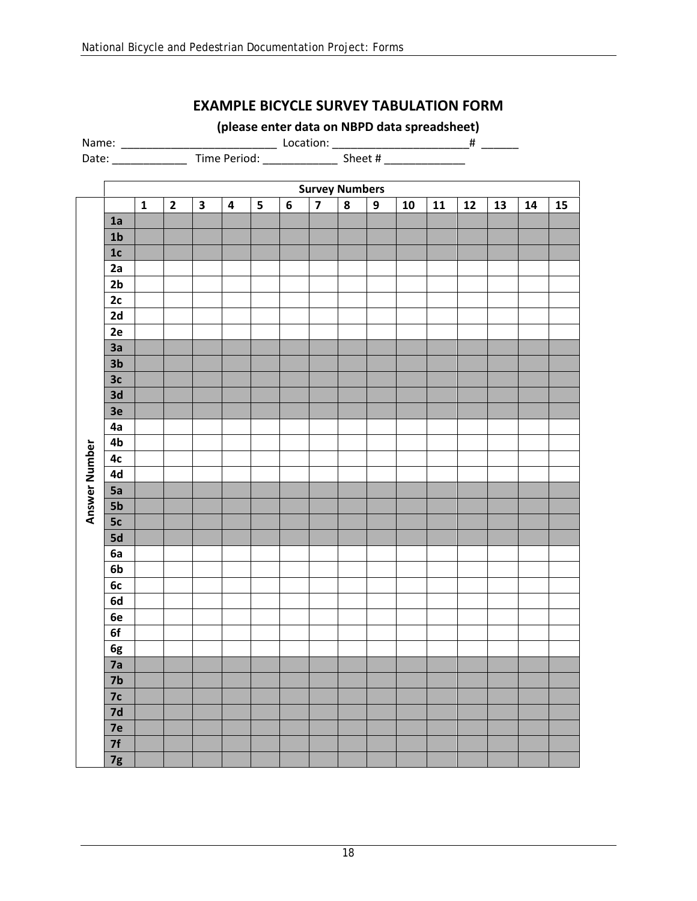## EXAMPLE BICYCLE SURVEY TABULATION FORM

**(please enter data on NBPD data spreadsheet)**

Name: ___________________________ Location: ________________________# ______

Date: _____________ Time Period: _____________ Sheet # ______________

| | | Survey Numbers | | | | | | | | | | | | | | |
|---|---|---|---|---|---|---|---|---|---|---|---|---|---|---|---|---|
| | | **1** | **2** | **3** | **4** | **5** | **6** | **7** | **8** | **9** | **10** | **11** | **12** | **13** | **14** | **15** |
| **Answer Number** | **1a** | | | | | | | | | | | | | | | |
| | **1b** | | | | | | | | | | | | | | | |
| | **1c** | | | | | | | | | | | | | | | |
| | **2a** | | | | | | | | | | | | | | | |
| | **2b** | | | | | | | | | | | | | | | |
| | **2c** | | | | | | | | | | | | | | | |
| | **2d** | | | | | | | | | | | | | | | |
| | **2e** | | | | | | | | | | | | | | | |
| | **3a** | | | | | | | | | | | | | | | |
| | **3b** | | | | | | | | | | | | | | | |
| | **3c** | | | | | | | | | | | | | | | |
| | **3d** | | | | | | | | | | | | | | | |
| | **3e** | | | | | | | | | | | | | | | |
| | **4a** | | | | | | | | | | | | | | | |
| | **4b** | | | | | | | | | | | | | | | |
| | **4c** | | | | | | | | | | | | | | | |
| | **4d** | | | | | | | | | | | | | | | |
| | **5a** | | | | | | | | | | | | | | | |
| | **5b** | | | | | | | | | | | | | | | |
| | **5c** | | | | | | | | | | | | | | | |
| | **5d** | | | | | | | | | | | | | | | |
| | **6a** | | | | | | | | | | | | | | | |
| | **6b** | | | | | | | | | | | | | | | |
| | **6c** | | | | | | | | | | | | | | | |
| | **6d** | | | | | | | | | | | | | | | |
| | **6e** | | | | | | | | | | | | | | | |
| | **6f** | | | | | | | | | | | | | | | |
| | **6g** | | | | | | | | | | | | | | | |
| | **7a** | | | | | | | | | | | | | | | |
| | **7b** | | | | | | | | | | | | | | | |
| | **7c** | | | | | | | | | | | | | | | |
| | **7d** | | | | | | | | | | | | | | | |
| | **7e** | | | | | | | | | | | | | | | |
| | **7f** | | | | | | | | | | | | | | | |
| | **7g** | | | | | | | | | | | | | | | |